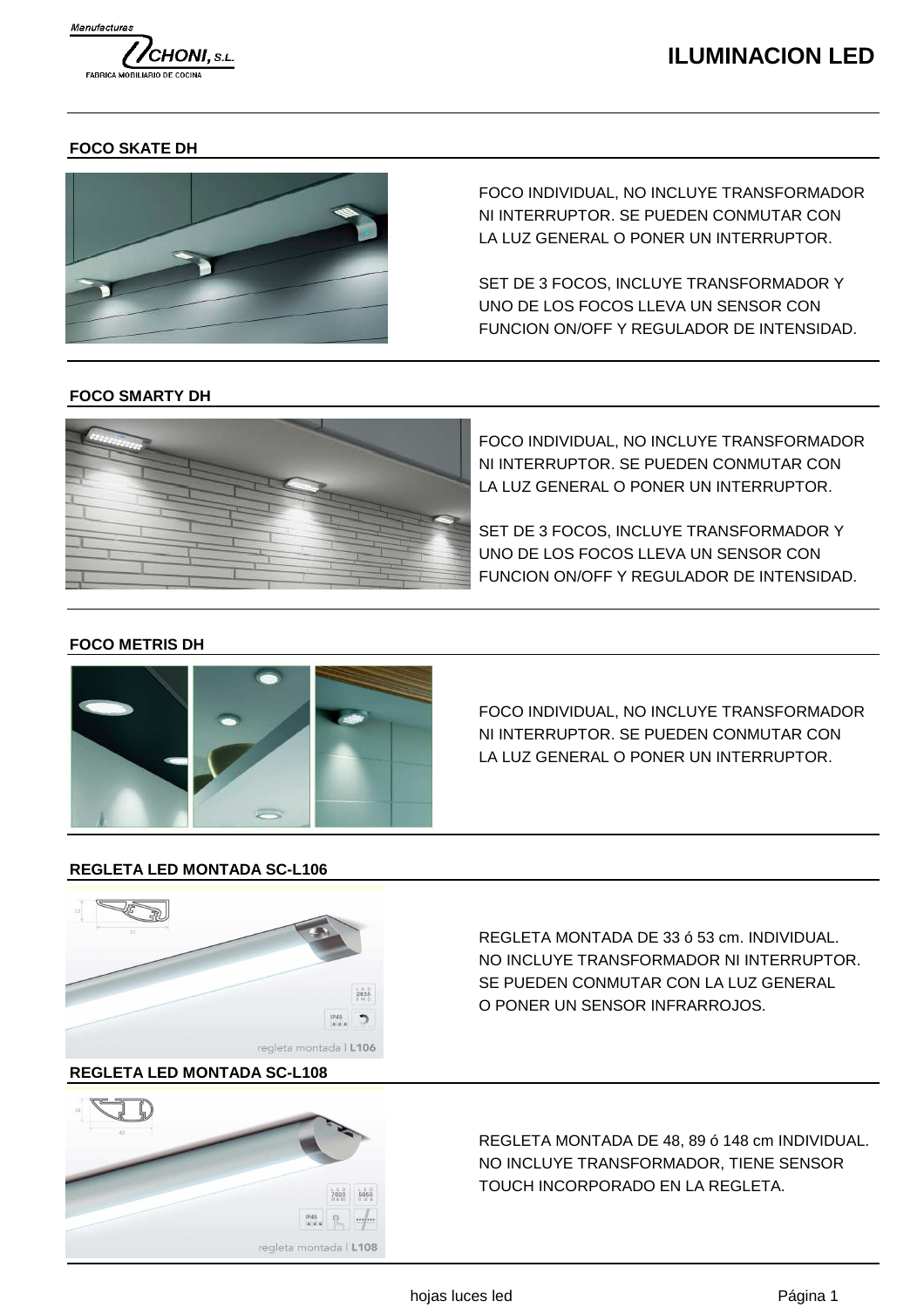Manufacturas CHONI, S.L. FABRICA MOBILIARIO DE COCINA

# ILUMINACION LED

## FOCO SKATE DH

FOCO INDIVIDUAL, NO INCLUYE TRANSFORMADOR NI INTERRUPTOR. SE PUEDEN CONMUTAR CON LA LUZ GENERAL O PONER UN INTERRUPTOR.

SET DE 3 FOCOS, INCLUYE TRANSFORMADOR Y UNO DE LOS FOCOS LLEVA UN SENSOR CON FUNCION ON/OFF Y REGULADOR DE INTENSIDAD.

## FOCO SMARTY DH

FOCO INDIVIDUAL, NO INCLUYE TRANSFORMADOR NI INTERRUPTOR. SE PUEDEN CONMUTAR CON LA LUZ GENERAL O PONER UN INTERRUPTOR.

SET DE 3 FOCOS, INCLUYE TRANSFORMADOR Y UNO DE LOS FOCOS LLEVA UN SENSOR CON FUNCION ON/OFF Y REGULADOR DE INTENSIDAD.

## FOCO METRIS DH

FOCO INDIVIDUAL, NO INCLUYE TRANSFORMADOR NI INTERRUPTOR. SE PUEDEN CONMUTAR CON LA LUZ GENERAL O PONER UN INTERRUPTOR.

## REGLETA LED MONTADA SC-L106

REGLETA MONTADA DE 33 ó 53 cm. INDIVIDUAL. NO INCLUYE TRANSFORMADOR NI INTERRUPTOR. SE PUEDEN CONMUTAR CON LA LUZ GENERAL O PONER UN SENSOR INFRARROJOS.

## REGLETA LED MONTADA SC-L108

REGLETA MONTADA DE 48, 89 ó 148 cm INDIVIDUAL. NO INCLUYE TRANSFORMADOR, TIENE SENSOR TOUCH INCORPORADO EN LA REGLETA.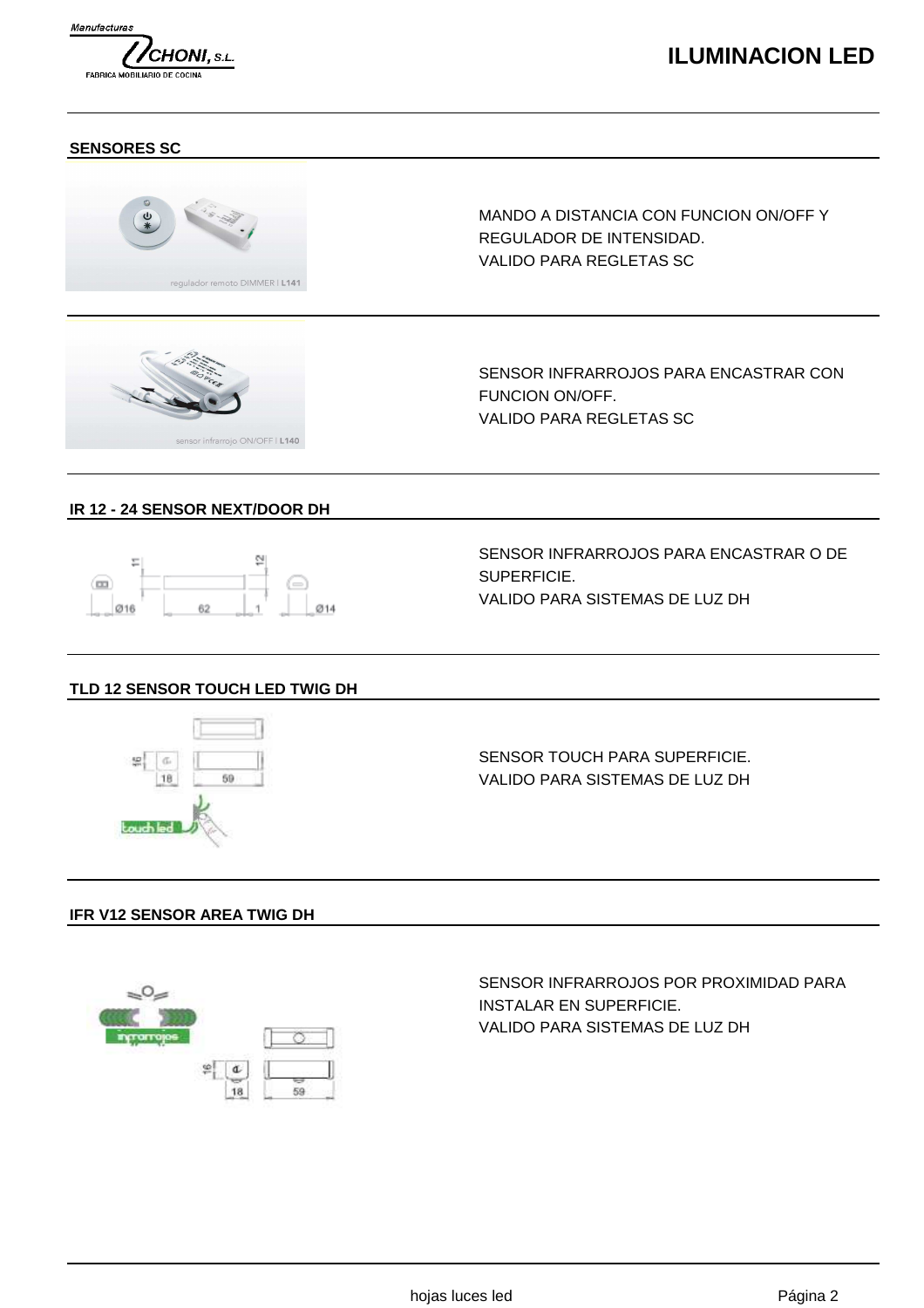# ILUMINACION LED

## SENSORES SC

regulador remoto DIMMER | L141

MANDO A DISTANCIA CON FUNCION ON/OFF Y REGULADOR DE INTENSIDAD.
VALIDO PARA REGLETAS SC

sensor infrarrojo ON/OFF | L140

SENSOR INFRARROJOS PARA ENCASTRAR CON FUNCION ON/OFF.
VALIDO PARA REGLETAS SC

## IR 12 - 24 SENSOR NEXT/DOOR DH

SENSOR INFRARROJOS PARA ENCASTRAR O DE SUPERFICIE.
VALIDO PARA SISTEMAS DE LUZ DH

## TLD 12 SENSOR TOUCH LED TWIG DH

SENSOR TOUCH PARA SUPERFICIE.
VALIDO PARA SISTEMAS DE LUZ DH

## IFR V12 SENSOR AREA TWIG DH

SENSOR INFRARROJOS POR PROXIMIDAD PARA INSTALAR EN SUPERFICIE.
VALIDO PARA SISTEMAS DE LUZ DH

hojas luces led